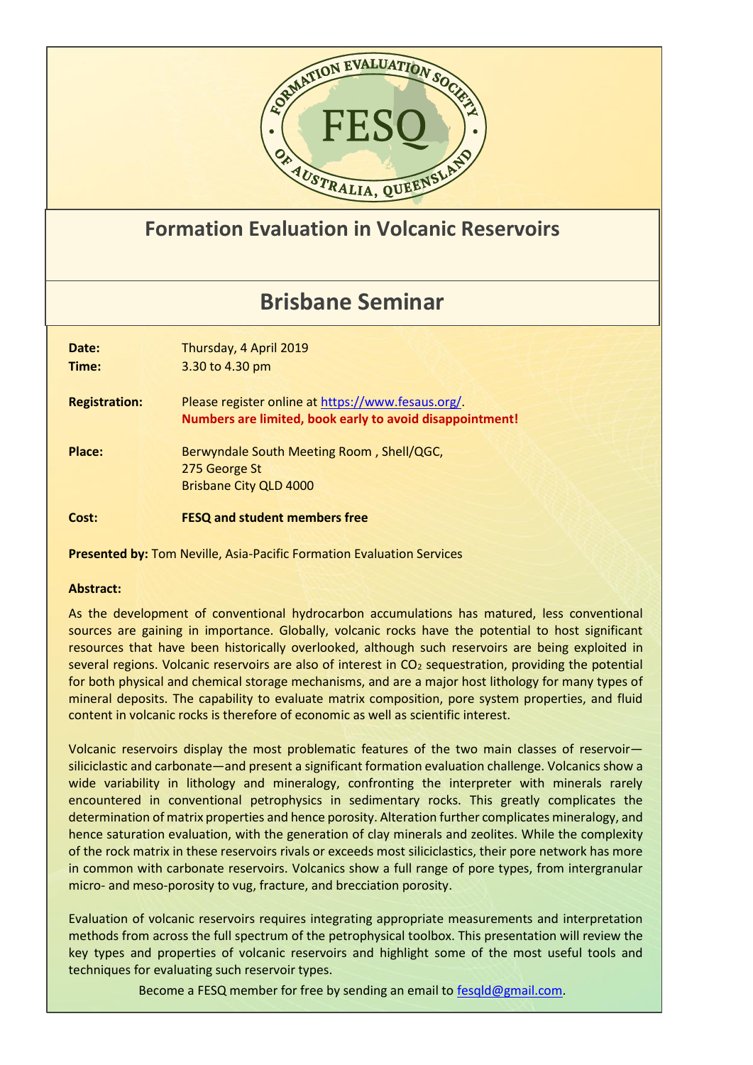FORMATION EVALUATION SOCIETY OF AUSTRALIA, QUEENSLAND

FESQ

# Formation Evaluation in Volcanic Reservoirs

## Brisbane Seminar

**Date:** Thursday, 4 April 2019
**Time:** 3.30 to 4.30 pm

**Registration:** Please register online at https://www.fesaus.org/.
**Numbers are limited, book early to avoid disappointment!**

**Place:** Berwyndale South Meeting Room , Shell/QGC,
275 George St
Brisbane City QLD 4000

**Cost:** **FESQ and student members free**

**Presented by:** Tom Neville, Asia-Pacific Formation Evaluation Services

**Abstract:**

As the development of conventional hydrocarbon accumulations has matured, less conventional sources are gaining in importance. Globally, volcanic rocks have the potential to host significant resources that have been historically overlooked, although such reservoirs are being exploited in several regions. Volcanic reservoirs are also of interest in $CO_2$ sequestration, providing the potential for both physical and chemical storage mechanisms, and are a major host lithology for many types of mineral deposits. The capability to evaluate matrix composition, pore system properties, and fluid content in volcanic rocks is therefore of economic as well as scientific interest.

Volcanic reservoirs display the most problematic features of the two main classes of reservoir—siliciclastic and carbonate—and present a significant formation evaluation challenge. Volcanics show a wide variability in lithology and mineralogy, confronting the interpreter with minerals rarely encountered in conventional petrophysics in sedimentary rocks. This greatly complicates the determination of matrix properties and hence porosity. Alteration further complicates mineralogy, and hence saturation evaluation, with the generation of clay minerals and zeolites. While the complexity of the rock matrix in these reservoirs rivals or exceeds most siliciclastics, their pore network has more in common with carbonate reservoirs. Volcanics show a full range of pore types, from intergranular micro- and meso-porosity to vug, fracture, and brecciation porosity.

Evaluation of volcanic reservoirs requires integrating appropriate measurements and interpretation methods from across the full spectrum of the petrophysical toolbox. This presentation will review the key types and properties of volcanic reservoirs and highlight some of the most useful tools and techniques for evaluating such reservoir types.

Become a FESQ member for free by sending an email to fesqld@gmail.com.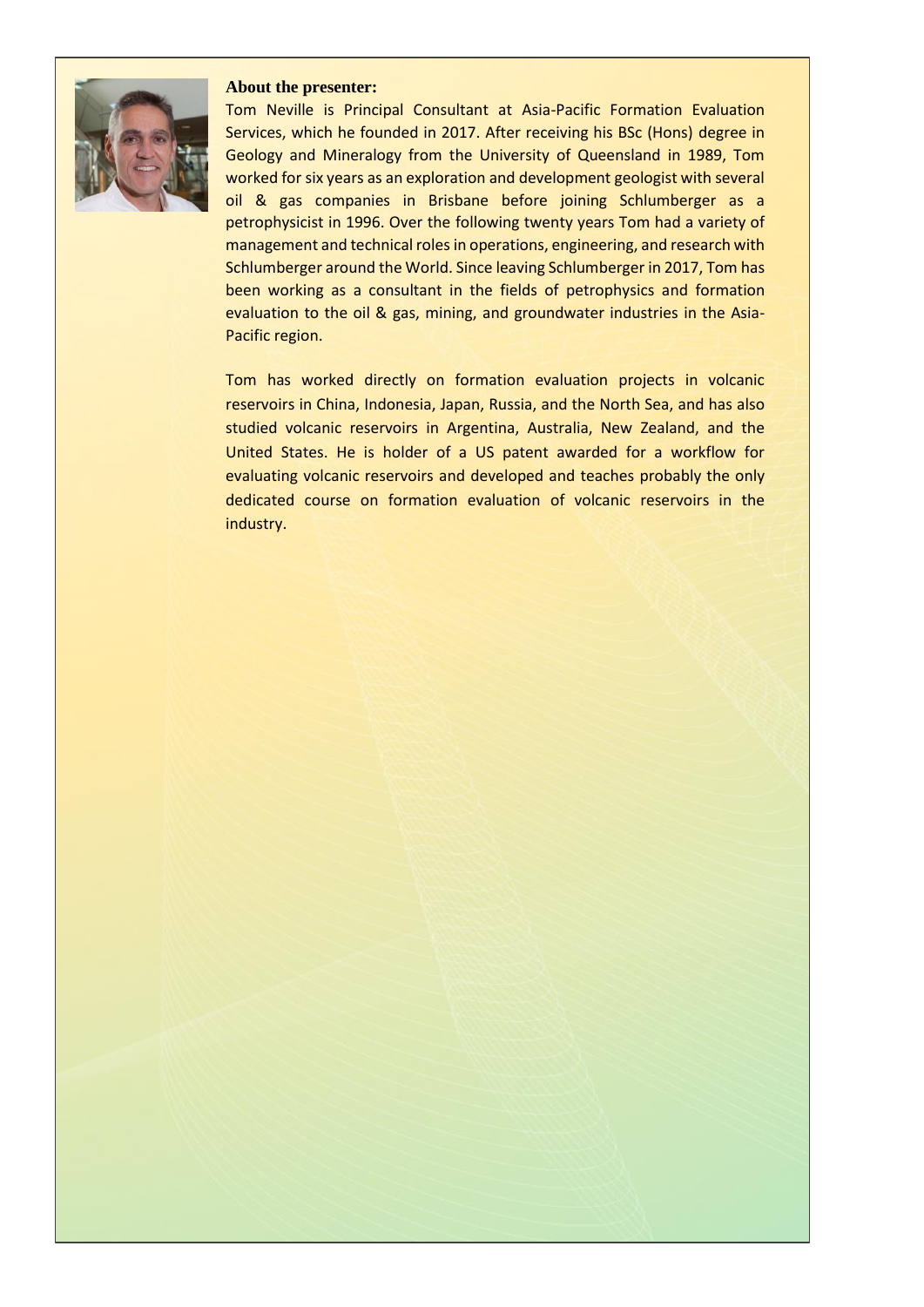**About the presenter:**

Tom Neville is Principal Consultant at Asia-Pacific Formation Evaluation Services, which he founded in 2017. After receiving his BSc (Hons) degree in Geology and Mineralogy from the University of Queensland in 1989, Tom worked for six years as an exploration and development geologist with several oil & gas companies in Brisbane before joining Schlumberger as a petrophysicist in 1996. Over the following twenty years Tom had a variety of management and technical roles in operations, engineering, and research with Schlumberger around the World. Since leaving Schlumberger in 2017, Tom has been working as a consultant in the fields of petrophysics and formation evaluation to the oil & gas, mining, and groundwater industries in the Asia-Pacific region.

Tom has worked directly on formation evaluation projects in volcanic reservoirs in China, Indonesia, Japan, Russia, and the North Sea, and has also studied volcanic reservoirs in Argentina, Australia, New Zealand, and the United States. He is holder of a US patent awarded for a workflow for evaluating volcanic reservoirs and developed and teaches probably the only dedicated course on formation evaluation of volcanic reservoirs in the industry.